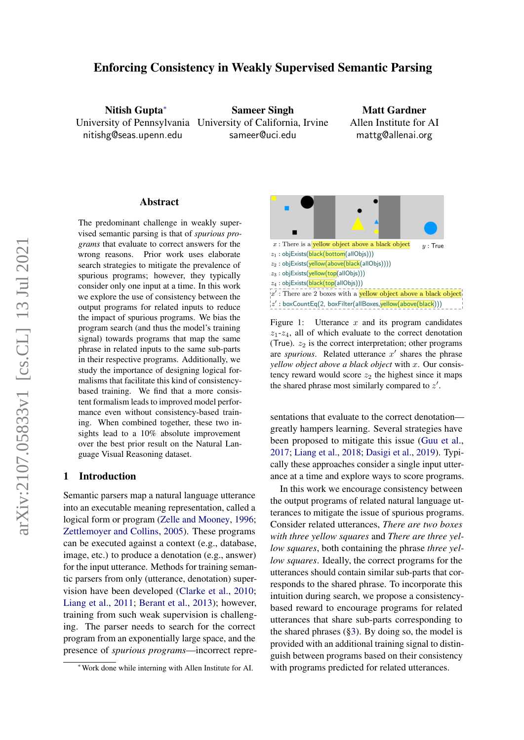# Enforcing Consistency in Weakly Supervised Semantic Parsing

**Nitish Gupta**[*]
University of Pennsylvania
nitishg@seas.upenn.edu

**Sameer Singh**
University of California, Irvine
sameer@uci.edu

**Matt Gardner**
Allen Institute for AI
mattg@allenai.org

## Abstract

The predominant challenge in weakly supervised semantic parsing is that of *spurious programs* that evaluate to correct answers for the wrong reasons. Prior work uses elaborate search strategies to mitigate the prevalence of spurious programs; however, they typically consider only one input at a time. In this work we explore the use of consistency between the output programs for related inputs to reduce the impact of spurious programs. We bias the program search (and thus the model's training signal) towards programs that map the same phrase in related inputs to the same sub-parts in their respective programs. Additionally, we study the importance of designing logical formalisms that facilitate this kind of consistency-based training. We find that a more consistent formalism leads to improved model performance even without consistency-based training. When combined together, these two insights lead to a 10% absolute improvement over the best prior result on the Natural Language Visual Reasoning dataset.

## 1 Introduction

Semantic parsers map a natural language utterance into an executable meaning representation, called a logical form or program (Zelle and Mooney, 1996; Zettlemoyer and Collins, 2005). These programs can be executed against a context (e.g., database, image, etc.) to produce a denotation (e.g., answer) for the input utterance. Methods for training semantic parsers from only (utterance, denotation) supervision have been developed (Clarke et al., 2010; Liang et al., 2011; Berant et al., 2013); however, training from such weak supervision is challenging. The parser needs to search for the correct program from an exponentially large space, and the presence of *spurious programs*—incorrect representations that evaluate to the correct denotation—greatly hampers learning. Several strategies have been proposed to mitigate this issue (Guu et al., 2017; Liang et al., 2018; Dasigi et al., 2019). Typically these approaches consider a single input utterance at a time and explore ways to score programs.

$x$ : There is a yellow object above a black object $\quad$ $y$ : True
$z_1$ : objExists(black(bottom(allObjs)))
$z_2$ : objExists(yellow(above(black(allObjs))))
$z_3$ : objExists(yellow(top(allObjs)))
$z_4$ : objExists(black(top(allObjs)))
$x'$ : There are 2 boxes with a yellow object above a black object
$z'$ : boxCountEq(2, boxFilter(allBoxes,yellow(above(black)))

Figure 1: Utterance $x$ and its program candidates $z_1$-$z_4$, all of which evaluate to the correct denotation (True). $z_2$ is the correct interpretation; other programs are *spurious*. Related utterance $x'$ shares the phrase *yellow object above a black object* with $x$. Our consistency reward would score $z_2$ the highest since it maps the shared phrase most similarly compared to $z'$.

In this work we encourage consistency between the output programs of related natural language utterances to mitigate the issue of spurious programs. Consider related utterances, *There are two boxes with three yellow squares* and *There are three yellow squares*, both containing the phrase *three yellow squares*. Ideally, the correct programs for the utterances should contain similar sub-parts that corresponds to the shared phrase. To incorporate this intuition during search, we propose a consistency-based reward to encourage programs for related utterances that share sub-parts corresponding to the shared phrases (§3). By doing so, the model is provided with an additional training signal to distinguish between programs based on their consistency with programs predicted for related utterances.

[*] Work done while interning with Allen Institute for AI.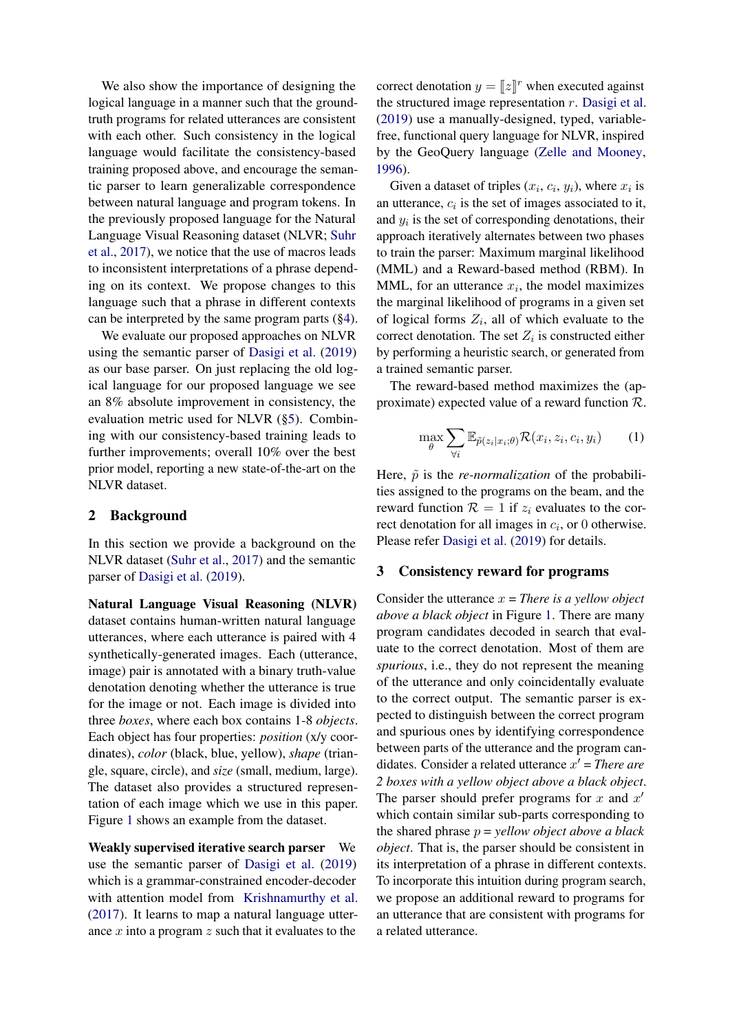We also show the importance of designing the logical language in a manner such that the ground-truth programs for related utterances are consistent with each other. Such consistency in the logical language would facilitate the consistency-based training proposed above, and encourage the semantic parser to learn generalizable correspondence between natural language and program tokens. In the previously proposed language for the Natural Language Visual Reasoning dataset (NLVR; Suhr et al., 2017), we notice that the use of macros leads to inconsistent interpretations of a phrase depending on its context. We propose changes to this language such that a phrase in different contexts can be interpreted by the same program parts (§4).

We evaluate our proposed approaches on NLVR using the semantic parser of Dasigi et al. (2019) as our base parser. On just replacing the old logical language for our proposed language we see an 8% absolute improvement in consistency, the evaluation metric used for NLVR (§5). Combining with our consistency-based training leads to further improvements; overall 10% over the best prior model, reporting a new state-of-the-art on the NLVR dataset.

## 2 Background

In this section we provide a background on the NLVR dataset (Suhr et al., 2017) and the semantic parser of Dasigi et al. (2019).

**Natural Language Visual Reasoning (NLVR)** dataset contains human-written natural language utterances, where each utterance is paired with 4 synthetically-generated images. Each (utterance, image) pair is annotated with a binary truth-value denotation denoting whether the utterance is true for the image or not. Each image is divided into three *boxes*, where each box contains 1-8 *objects*. Each object has four properties: *position* (x/y coordinates), *color* (black, blue, yellow), *shape* (triangle, square, circle), and *size* (small, medium, large). The dataset also provides a structured representation of each image which we use in this paper. Figure 1 shows an example from the dataset.

**Weakly supervised iterative search parser** We use the semantic parser of Dasigi et al. (2019) which is a grammar-constrained encoder-decoder with attention model from Krishnamurthy et al. (2017). It learns to map a natural language utterance $x$ into a program $z$ such that it evaluates to the correct denotation $y = [\![z]\!]^r$ when executed against the structured image representation $r$. Dasigi et al. (2019) use a manually-designed, typed, variable-free, functional query language for NLVR, inspired by the GeoQuery language (Zelle and Mooney, 1996).

Given a dataset of triples ($x_i$, $c_i$, $y_i$), where $x_i$ is an utterance, $c_i$ is the set of images associated to it, and $y_i$ is the set of corresponding denotations, their approach iteratively alternates between two phases to train the parser: Maximum marginal likelihood (MML) and a Reward-based method (RBM). In MML, for an utterance $x_i$, the model maximizes the marginal likelihood of programs in a given set of logical forms $Z_i$, all of which evaluate to the correct denotation. The set $Z_i$ is constructed either by performing a heuristic search, or generated from a trained semantic parser.

The reward-based method maximizes the (approximate) expected value of a reward function $\mathcal{R}$.

$$\max_{\theta} \sum_{\forall i} \mathbb{E}_{\tilde{p}(z_i|x_i;\theta)} \mathcal{R}(x_i, z_i, c_i, y_i) \qquad (1)$$

Here, $\tilde{p}$ is the *re-normalization* of the probabilities assigned to the programs on the beam, and the reward function $\mathcal{R} = 1$ if $z_i$ evaluates to the correct denotation for all images in $c_i$, or 0 otherwise. Please refer Dasigi et al. (2019) for details.

## 3 Consistency reward for programs

Consider the utterance $x$ = *There is a yellow object above a black object* in Figure 1. There are many program candidates decoded in search that evaluate to the correct denotation. Most of them are *spurious*, i.e., they do not represent the meaning of the utterance and only coincidentally evaluate to the correct output. The semantic parser is expected to distinguish between the correct program and spurious ones by identifying correspondence between parts of the utterance and the program candidates. Consider a related utterance $x'$ = *There are 2 boxes with a yellow object above a black object*. The parser should prefer programs for $x$ and $x'$ which contain similar sub-parts corresponding to the shared phrase $p$ = *yellow object above a black object*. That is, the parser should be consistent in its interpretation of a phrase in different contexts. To incorporate this intuition during program search, we propose an additional reward to programs for an utterance that are consistent with programs for a related utterance.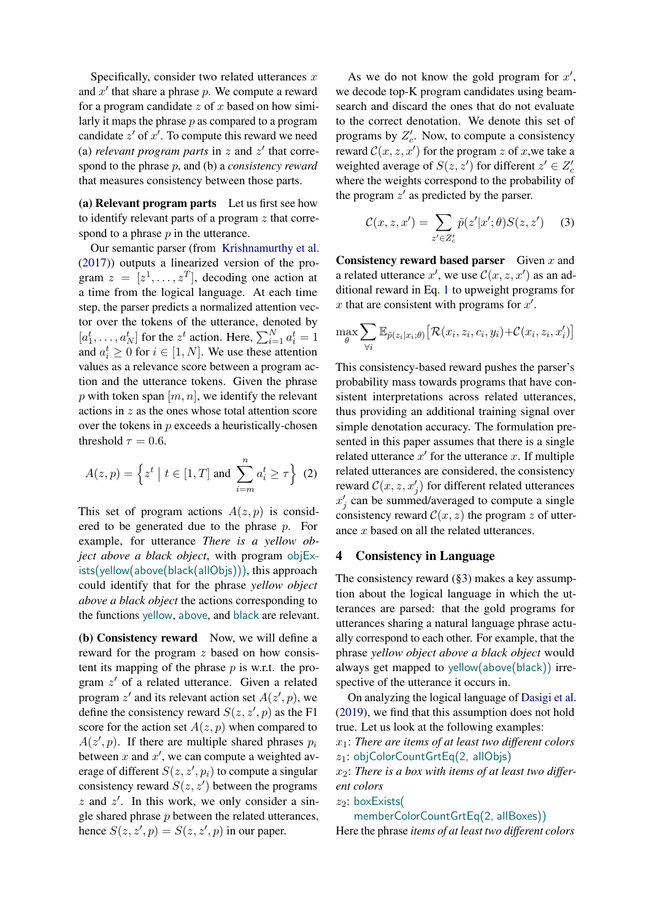Specifically, consider two related utterances $x$ and $x'$ that share a phrase $p$. We compute a reward for a program candidate $z$ of $x$ based on how similarly it maps the phrase $p$ as compared to a program candidate $z'$ of $x'$. To compute this reward we need (a) *relevant program parts* in $z$ and $z'$ that correspond to the phrase $p$, and (b) a *consistency reward* that measures consistency between those parts.

**(a) Relevant program parts** Let us first see how to identify relevant parts of a program $z$ that correspond to a phrase $p$ in the utterance.

Our semantic parser (from Krishnamurthy et al. (2017)) outputs a linearized version of the program $z = [z^1, \dots, z^T]$, decoding one action at a time from the logical language. At each time step, the parser predicts a normalized attention vector over the tokens of the utterance, denoted by $[a_1^t, \dots, a_N^t]$ for the $z^t$ action. Here, $\sum_{i=1}^{N} a_i^t = 1$ and $a_i^t \geq 0$ for $i \in [1, N]$. We use these attention values as a relevance score between a program action and the utterance tokens. Given the phrase $p$ with token span $[m, n]$, we identify the relevant actions in $z$ as the ones whose total attention score over the tokens in $p$ exceeds a heuristically-chosen threshold $\tau = 0.6$.

$$A(z, p) = \left\{ z^t \mid t \in [1, T] \text{ and } \sum_{i=m}^{n} a_i^t \geq \tau \right\} \quad (2)$$

This set of program actions $A(z, p)$ is considered to be generated due to the phrase $p$. For example, for utterance *There is a yellow object above a black object*, with program objExists(yellow(above(black(allObjs))), this approach could identify that for the phrase *yellow object above a black object* the actions corresponding to the functions yellow, above, and black are relevant.

**(b) Consistency reward** Now, we will define a reward for the program $z$ based on how consistent its mapping of the phrase $p$ is w.r.t. the program $z'$ of a related utterance. Given a related program $z'$ and its relevant action set $A(z', p)$, we define the consistency reward $S(z, z', p)$ as the F1 score for the action set $A(z, p)$ when compared to $A(z', p)$. If there are multiple shared phrases $p_i$ between $x$ and $x'$, we can compute a weighted average of different $S(z, z', p_i)$ to compute a singular consistency reward $S(z, z')$ between the programs $z$ and $z'$. In this work, we only consider a single shared phrase $p$ between the related utterances, hence $S(z, z', p) = S(z, z', p)$ in our paper.

As we do not know the gold program for $x'$, we decode top-K program candidates using beam-search and discard the ones that do not evaluate to the correct denotation. We denote this set of programs by $Z'_c$. Now, to compute a consistency reward $\mathcal{C}(x, z, x')$ for the program $z$ of $x$,we take a weighted average of $S(z, z')$ for different $z' \in Z'_c$ where the weights correspond to the probability of the program $z'$ as predicted by the parser.

$$\mathcal{C}(x, z, x') = \sum_{z' \in Z'_c} \tilde{p}(z'|x'; \theta) S(z, z') \quad (3)$$

**Consistency reward based parser** Given $x$ and a related utterance $x'$, we use $\mathcal{C}(x, z, x')$ as an additional reward in Eq. 1 to upweight programs for $x$ that are consistent with programs for $x'$.

$$\max_{\theta} \sum_{\forall i} \mathbb{E}_{\tilde{p}(z_i|x_i;\theta)} \left[ \mathcal{R}(x_i, z_i, c_i, y_i) + \mathcal{C}(x_i, z_i, x'_i) \right]$$

This consistency-based reward pushes the parser's probability mass towards programs that have consistent interpretations across related utterances, thus providing an additional training signal over simple denotation accuracy. The formulation presented in this paper assumes that there is a single related utterance $x'$ for the utterance $x$. If multiple related utterances are considered, the consistency reward $\mathcal{C}(x, z, x'_j)$ for different related utterances $x'_j$ can be summed/averaged to compute a single consistency reward $\mathcal{C}(x, z)$ the program $z$ of utterance $x$ based on all the related utterances.

## 4 Consistency in Language

The consistency reward (§3) makes a key assumption about the logical language in which the utterances are parsed: that the gold programs for utterances sharing a natural language phrase actually correspond to each other. For example, that the phrase *yellow object above a black object* would always get mapped to yellow(above(black)) irrespective of the utterance it occurs in.

On analyzing the logical language of Dasigi et al. (2019), we find that this assumption does not hold true. Let us look at the following examples:

$x_1$: *There are items of at least two different colors*
$z_1$: objColorCountGrtEq(2, allObjs)
$x_2$: *There is a box with items of at least two different colors*
$z_2$: boxExists(
memberColorCountGrtEq(2, allBoxes))

Here the phrase *items of at least two different colors*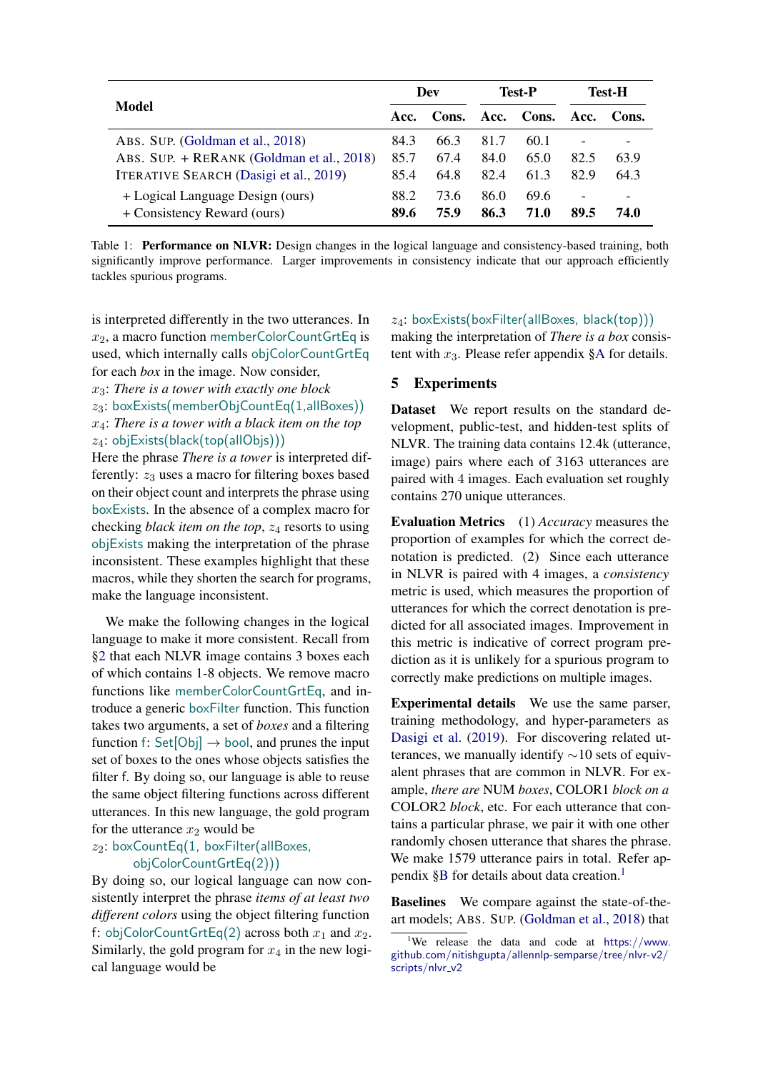| Model | Dev | | Test-P | | Test-H | |
|---|---|---|---|---|---|---|
| | Acc. | Cons. | Acc. | Cons. | Acc. | Cons. |
| ABS. SUP. (Goldman et al., 2018) | 84.3 | 66.3 | 81.7 | 60.1 | - | - |
| ABS. SUP. + RERANK (Goldman et al., 2018) | 85.7 | 67.4 | 84.0 | 65.0 | 82.5 | 63.9 |
| ITERATIVE SEARCH (Dasigi et al., 2019) | 85.4 | 64.8 | 82.4 | 61.3 | 82.9 | 64.3 |
| + Logical Language Design (ours) | 88.2 | 73.6 | 86.0 | 69.6 | - | - |
| + Consistency Reward (ours) | **89.6** | **75.9** | **86.3** | **71.0** | **89.5** | **74.0** |

Table 1: **Performance on NLVR:** Design changes in the logical language and consistency-based training, both significantly improve performance. Larger improvements in consistency indicate that our approach efficiently tackles spurious programs.

is interpreted differently in the two utterances. In $x_2$, a macro function memberColorCountGrtEq is used, which internally calls objColorCountGrtEq for each *box* in the image. Now consider,

$x_3$: *There is a tower with exactly one block*
$z_3$: boxExists(memberObjCountEq(1,allBoxes))
$x_4$: *There is a tower with a black item on the top*
$z_4$: objExists(black(top(allObjs)))

Here the phrase *There is a tower* is interpreted differently: $z_3$ uses a macro for filtering boxes based on their object count and interprets the phrase using boxExists. In the absence of a complex macro for checking *black item on the top*, $z_4$ resorts to using objExists making the interpretation of the phrase inconsistent. These examples highlight that these macros, while they shorten the search for programs, make the language inconsistent.

We make the following changes in the logical language to make it more consistent. Recall from §2 that each NLVR image contains 3 boxes each of which contains 1-8 objects. We remove macro functions like memberColorCountGrtEq, and introduce a generic boxFilter function. This function takes two arguments, a set of *boxes* and a filtering function f: Set[Obj] $\rightarrow$ bool, and prunes the input set of boxes to the ones whose objects satisfies the filter f. By doing so, our language is able to reuse the same object filtering functions across different utterances. In this new language, the gold program for the utterance $x_2$ would be

$z_2$: boxCountEq(1, boxFilter(allBoxes, objColorCountGrtEq(2)))

By doing so, our logical language can now consistently interpret the phrase *items of at least two different colors* using the object filtering function f: objColorCountGrtEq(2) across both $x_1$ and $x_2$. Similarly, the gold program for $x_4$ in the new logical language would be

$z_4$: boxExists(boxFilter(allBoxes, black(top)))

making the interpretation of *There is a box* consistent with $x_3$. Please refer appendix §A for details.

## 5 Experiments

**Dataset** We report results on the standard development, public-test, and hidden-test splits of NLVR. The training data contains 12.4k (utterance, image) pairs where each of 3163 utterances are paired with 4 images. Each evaluation set roughly contains 270 unique utterances.

**Evaluation Metrics** (1) *Accuracy* measures the proportion of examples for which the correct denotation is predicted. (2) Since each utterance in NLVR is paired with 4 images, a *consistency* metric is used, which measures the proportion of utterances for which the correct denotation is predicted for all associated images. Improvement in this metric is indicative of correct program prediction as it is unlikely for a spurious program to correctly make predictions on multiple images.

**Experimental details** We use the same parser, training methodology, and hyper-parameters as Dasigi et al. (2019). For discovering related utterances, we manually identify ∼10 sets of equivalent phrases that are common in NLVR. For example, *there are* NUM *boxes*, COLOR1 *block on a* COLOR2 *block*, etc. For each utterance that contains a particular phrase, we pair it with one other randomly chosen utterance that shares the phrase. We make 1579 utterance pairs in total. Refer appendix §B for details about data creation.[1]

**Baselines** We compare against the state-of-the-art models; ABS. SUP. (Goldman et al., 2018) that

[1] We release the data and code at https://www.github.com/nitishgupta/allennlp-semparse/tree/nlvr-v2/scripts/nlvr_v2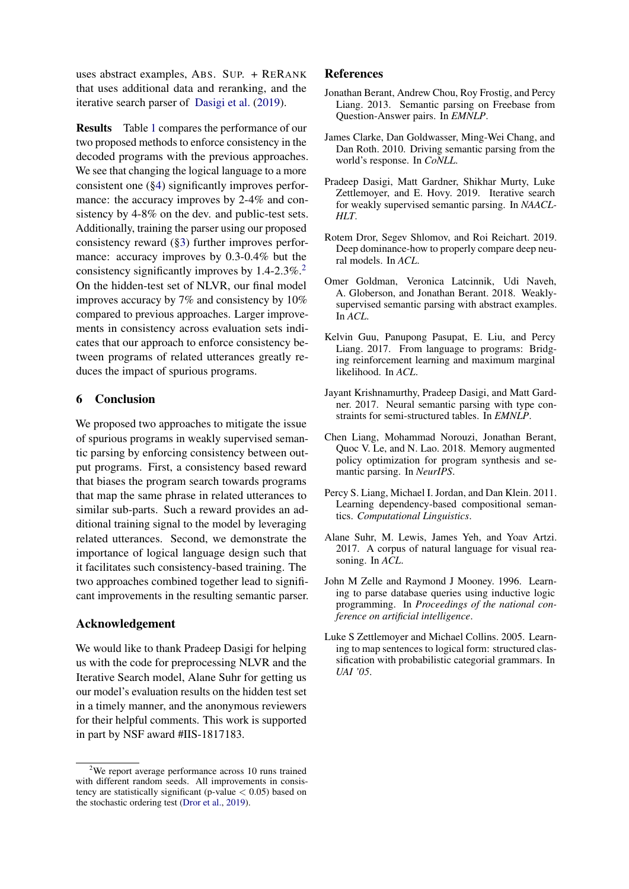uses abstract examples, ABS. SUP. + RERANK that uses additional data and reranking, and the iterative search parser of Dasigi et al. (2019).

**Results** Table 1 compares the performance of our two proposed methods to enforce consistency in the decoded programs with the previous approaches. We see that changing the logical language to a more consistent one (§4) significantly improves performance: the accuracy improves by 2-4% and consistency by 4-8% on the dev. and public-test sets. Additionally, training the parser using our proposed consistency reward (§3) further improves performance: accuracy improves by 0.3-0.4% but the consistency significantly improves by 1.4-2.3%.[2] On the hidden-test set of NLVR, our final model improves accuracy by 7% and consistency by 10% compared to previous approaches. Larger improvements in consistency across evaluation sets indicates that our approach to enforce consistency between programs of related utterances greatly reduces the impact of spurious programs.

## 6 Conclusion

We proposed two approaches to mitigate the issue of spurious programs in weakly supervised semantic parsing by enforcing consistency between output programs. First, a consistency based reward that biases the program search towards programs that map the same phrase in related utterances to similar sub-parts. Such a reward provides an additional training signal to the model by leveraging related utterances. Second, we demonstrate the importance of logical language design such that it facilitates such consistency-based training. The two approaches combined together lead to significant improvements in the resulting semantic parser.

## Acknowledgement

We would like to thank Pradeep Dasigi for helping us with the code for preprocessing NLVR and the Iterative Search model, Alane Suhr for getting us our model's evaluation results on the hidden test set in a timely manner, and the anonymous reviewers for their helpful comments. This work is supported in part by NSF award #IIS-1817183.

[2] We report average performance across 10 runs trained with different random seeds. All improvements in consistency are statistically significant (p-value $< 0.05$) based on the stochastic ordering test (Dror et al., 2019).

## References

Jonathan Berant, Andrew Chou, Roy Frostig, and Percy Liang. 2013. Semantic parsing on Freebase from Question-Answer pairs. In *EMNLP*.

James Clarke, Dan Goldwasser, Ming-Wei Chang, and Dan Roth. 2010. Driving semantic parsing from the world's response. In *CoNLL*.

Pradeep Dasigi, Matt Gardner, Shikhar Murty, Luke Zettlemoyer, and E. Hovy. 2019. Iterative search for weakly supervised semantic parsing. In *NAACL-HLT*.

Rotem Dror, Segev Shlomov, and Roi Reichart. 2019. Deep dominance-how to properly compare deep neural models. In *ACL*.

Omer Goldman, Veronica Latcinnik, Udi Naveh, A. Globerson, and Jonathan Berant. 2018. Weakly-supervised semantic parsing with abstract examples. In *ACL*.

Kelvin Guu, Panupong Pasupat, E. Liu, and Percy Liang. 2017. From language to programs: Bridging reinforcement learning and maximum marginal likelihood. In *ACL*.

Jayant Krishnamurthy, Pradeep Dasigi, and Matt Gardner. 2017. Neural semantic parsing with type constraints for semi-structured tables. In *EMNLP*.

Chen Liang, Mohammad Norouzi, Jonathan Berant, Quoc V. Le, and N. Lao. 2018. Memory augmented policy optimization for program synthesis and semantic parsing. In *NeurIPS*.

Percy S. Liang, Michael I. Jordan, and Dan Klein. 2011. Learning dependency-based compositional semantics. *Computational Linguistics*.

Alane Suhr, M. Lewis, James Yeh, and Yoav Artzi. 2017. A corpus of natural language for visual reasoning. In *ACL*.

John M Zelle and Raymond J Mooney. 1996. Learning to parse database queries using inductive logic programming. In *Proceedings of the national conference on artificial intelligence*.

Luke S Zettlemoyer and Michael Collins. 2005. Learning to map sentences to logical form: structured classification with probabilistic categorial grammars. In *UAI '05*.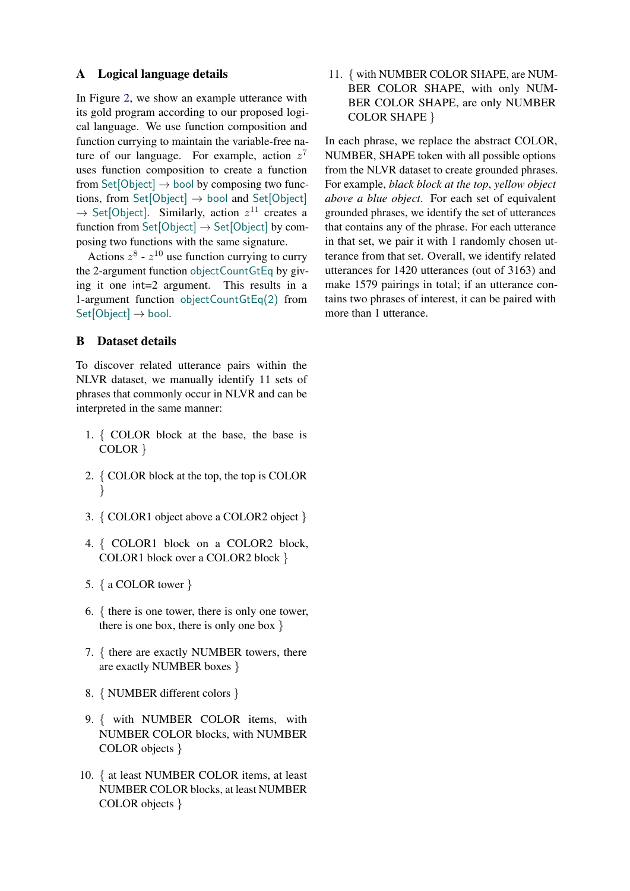## A Logical language details

In Figure 2, we show an example utterance with its gold program according to our proposed logical language. We use function composition and function currying to maintain the variable-free nature of our language. For example, action $z^7$ uses function composition to create a function from Set[Object] → bool by composing two functions, from Set[Object] → bool and Set[Object] → Set[Object]. Similarly, action $z^{11}$ creates a function from Set[Object] → Set[Object] by composing two functions with the same signature.

Actions $z^8$ - $z^{10}$ use function currying to curry the 2-argument function objectCountGtEq by giving it one int=2 argument. This results in a 1-argument function objectCountGtEq(2) from Set[Object] → bool.

## B Dataset details

To discover related utterance pairs within the NLVR dataset, we manually identify 11 sets of phrases that commonly occur in NLVR and can be interpreted in the same manner:

1. { COLOR block at the base, the base is COLOR }
2. { COLOR block at the top, the top is COLOR }
3. { COLOR1 object above a COLOR2 object }
4. { COLOR1 block on a COLOR2 block, COLOR1 block over a COLOR2 block }
5. { a COLOR tower }
6. { there is one tower, there is only one tower, there is one box, there is only one box }
7. { there are exactly NUMBER towers, there are exactly NUMBER boxes }
8. { NUMBER different colors }
9. { with NUMBER COLOR items, with NUMBER COLOR blocks, with NUMBER COLOR objects }
10. { at least NUMBER COLOR items, at least NUMBER COLOR blocks, at least NUMBER COLOR objects }
11. { with NUMBER COLOR SHAPE, are NUMBER COLOR SHAPE, with only NUMBER COLOR SHAPE, are only NUMBER COLOR SHAPE }

In each phrase, we replace the abstract COLOR, NUMBER, SHAPE token with all possible options from the NLVR dataset to create grounded phrases. For example, *black block at the top*, *yellow object above a blue object*. For each set of equivalent grounded phrases, we identify the set of utterances that contains any of the phrase. For each utterance in that set, we pair it with 1 randomly chosen utterance from that set. Overall, we identify related utterances for 1420 utterances (out of 3163) and make 1579 pairings in total; if an utterance contains two phrases of interest, it can be paired with more than 1 utterance.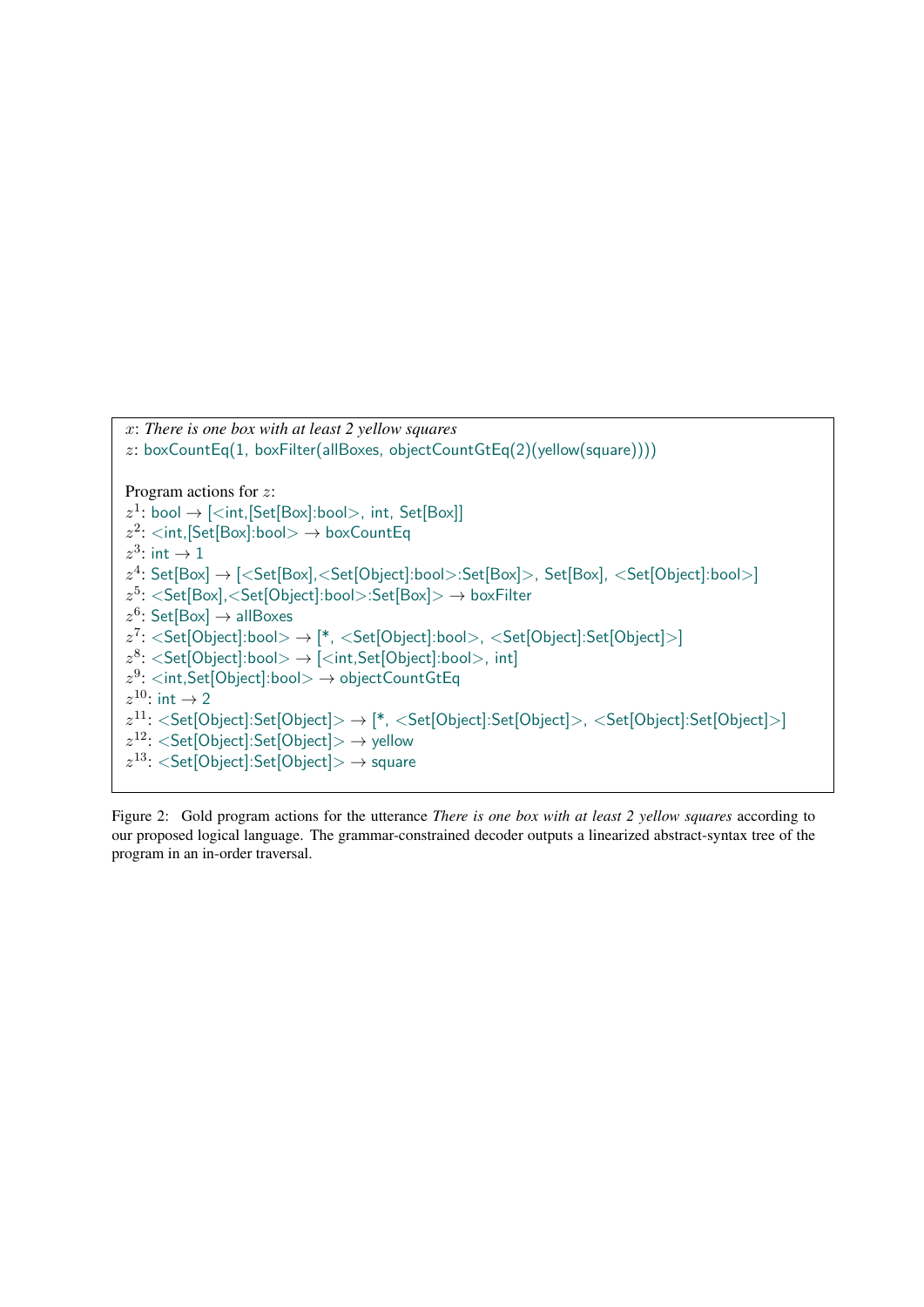$x$: *There is one box with at least 2 yellow squares*
$z$: boxCountEq(1, boxFilter(allBoxes, objectCountGtEq(2)(yellow(square))))

Program actions for $z$:
$z^1$: bool → [<int,[Set[Box]:bool>, int, Set[Box]]
$z^2$: <int,[Set[Box]:bool> → boxCountEq
$z^3$: int → 1
$z^4$: Set[Box] → [<Set[Box],<Set[Object]:bool>:Set[Box]>, Set[Box], <Set[Object]:bool>]
$z^5$: <Set[Box],<Set[Object]:bool>:Set[Box]> → boxFilter
$z^6$: Set[Box] → allBoxes
$z^7$: <Set[Object]:bool> → [*, <Set[Object]:bool>, <Set[Object]:Set[Object]>]
$z^8$: <Set[Object]:bool> → [<int,Set[Object]:bool>, int]
$z^9$: <int,Set[Object]:bool> → objectCountGtEq
$z^{10}$: int → 2
$z^{11}$: <Set[Object]:Set[Object]> → [*, <Set[Object]:Set[Object]>, <Set[Object]:Set[Object]>]
$z^{12}$: <Set[Object]:Set[Object]> → yellow
$z^{13}$: <Set[Object]:Set[Object]> → square

Figure 2: Gold program actions for the utterance *There is one box with at least 2 yellow squares* according to our proposed logical language. The grammar-constrained decoder outputs a linearized abstract-syntax tree of the program in an in-order traversal.